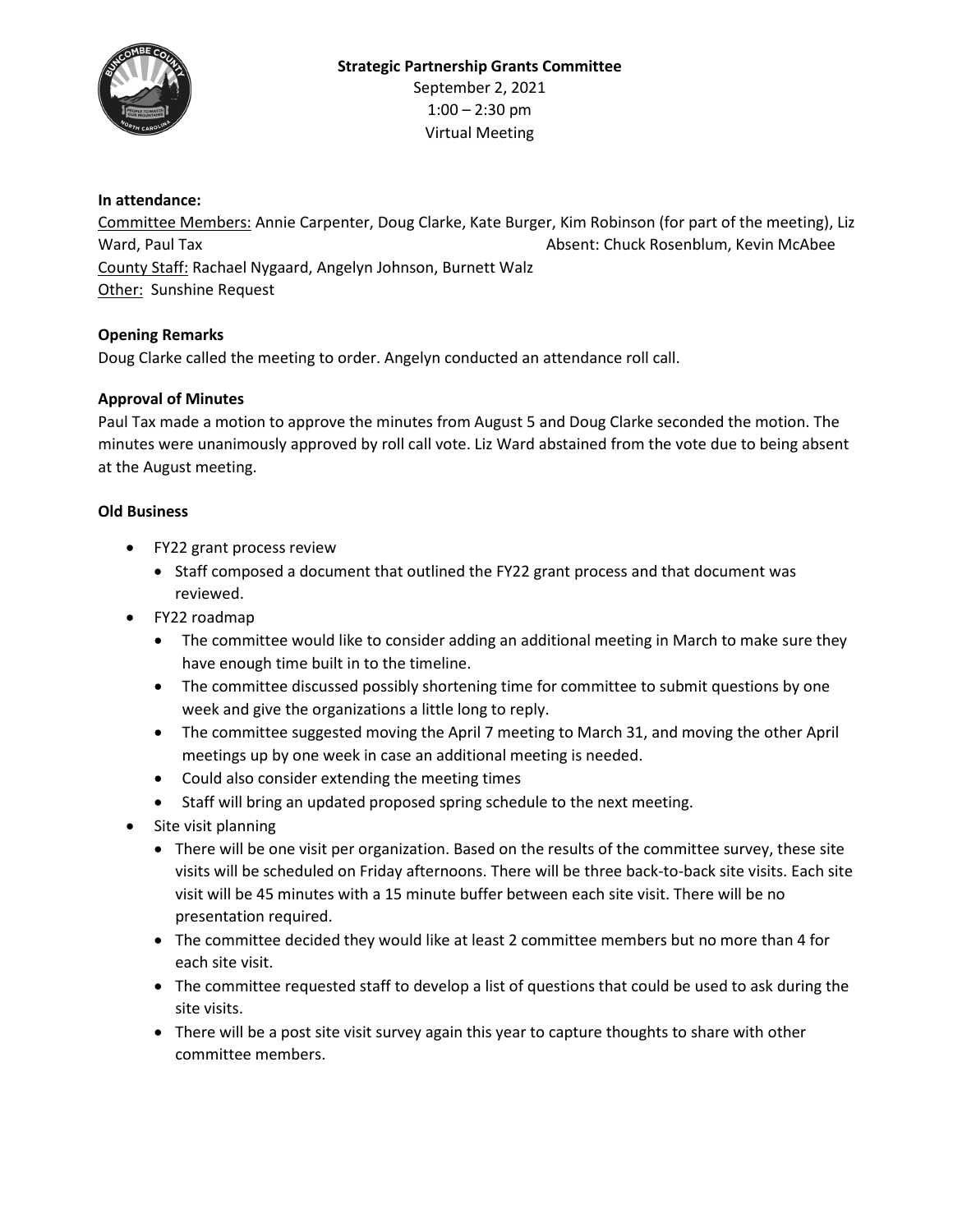**Strategic Partnership Grants Committee**

September 2, 2021
1:00 – 2:30 pm
Virtual Meeting

**In attendance:**

Committee Members: Annie Carpenter, Doug Clarke, Kate Burger, Kim Robinson (for part of the meeting), Liz Ward, Paul Tax Absent: Chuck Rosenblum, Kevin McAbee

County Staff: Rachael Nygaard, Angelyn Johnson, Burnett Walz

Other: Sunshine Request

**Opening Remarks**

Doug Clarke called the meeting to order. Angelyn conducted an attendance roll call.

**Approval of Minutes**

Paul Tax made a motion to approve the minutes from August 5 and Doug Clarke seconded the motion. The minutes were unanimously approved by roll call vote. Liz Ward abstained from the vote due to being absent at the August meeting.

**Old Business**

- FY22 grant process review
  - Staff composed a document that outlined the FY22 grant process and that document was reviewed.
- FY22 roadmap
  - The committee would like to consider adding an additional meeting in March to make sure they have enough time built in to the timeline.
  - The committee discussed possibly shortening time for committee to submit questions by one week and give the organizations a little long to reply.
  - The committee suggested moving the April 7 meeting to March 31, and moving the other April meetings up by one week in case an additional meeting is needed.
  - Could also consider extending the meeting times
  - Staff will bring an updated proposed spring schedule to the next meeting.
- Site visit planning
  - There will be one visit per organization. Based on the results of the committee survey, these site visits will be scheduled on Friday afternoons. There will be three back-to-back site visits. Each site visit will be 45 minutes with a 15 minute buffer between each site visit. There will be no presentation required.
  - The committee decided they would like at least 2 committee members but no more than 4 for each site visit.
  - The committee requested staff to develop a list of questions that could be used to ask during the site visits.
  - There will be a post site visit survey again this year to capture thoughts to share with other committee members.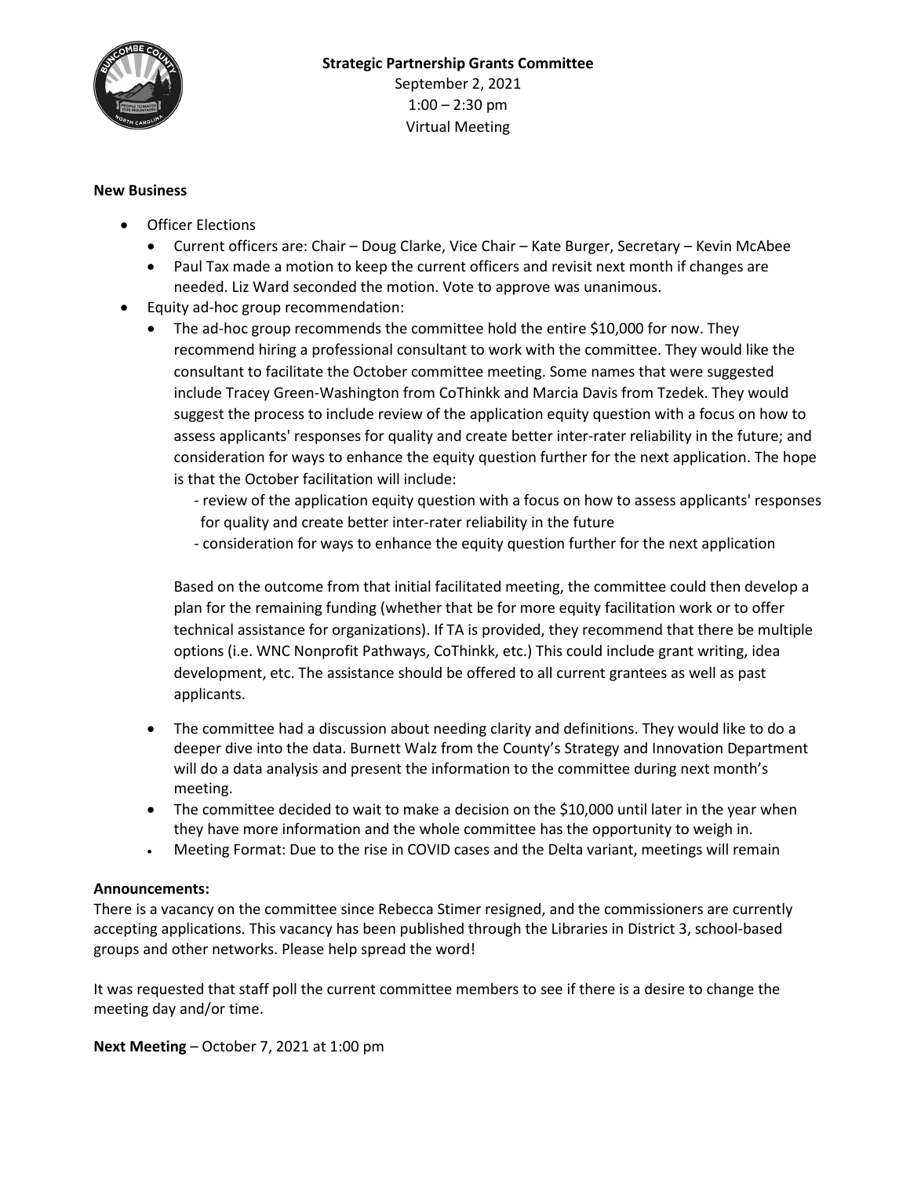**Strategic Partnership Grants Committee**
September 2, 2021
1:00 – 2:30 pm
Virtual Meeting

**New Business**

- Officer Elections
  - Current officers are: Chair – Doug Clarke, Vice Chair – Kate Burger, Secretary – Kevin McAbee
  - Paul Tax made a motion to keep the current officers and revisit next month if changes are needed. Liz Ward seconded the motion. Vote to approve was unanimous.
- Equity ad-hoc group recommendation:
  - The ad-hoc group recommends the committee hold the entire $10,000 for now. They recommend hiring a professional consultant to work with the committee. They would like the consultant to facilitate the October committee meeting. Some names that were suggested include Tracey Green-Washington from CoThinkk and Marcia Davis from Tzedek. They would suggest the process to include review of the application equity question with a focus on how to assess applicants' responses for quality and create better inter-rater reliability in the future; and consideration for ways to enhance the equity question further for the next application. The hope is that the October facilitation will include:
    - review of the application equity question with a focus on how to assess applicants' responses for quality and create better inter-rater reliability in the future
    - consideration for ways to enhance the equity question further for the next application

    Based on the outcome from that initial facilitated meeting, the committee could then develop a plan for the remaining funding (whether that be for more equity facilitation work or to offer technical assistance for organizations). If TA is provided, they recommend that there be multiple options (i.e. WNC Nonprofit Pathways, CoThinkk, etc.) This could include grant writing, idea development, etc. The assistance should be offered to all current grantees as well as past applicants.

  - The committee had a discussion about needing clarity and definitions. They would like to do a deeper dive into the data. Burnett Walz from the County's Strategy and Innovation Department will do a data analysis and present the information to the committee during next month's meeting.
  - The committee decided to wait to make a decision on the $10,000 until later in the year when they have more information and the whole committee has the opportunity to weigh in.
  - Meeting Format: Due to the rise in COVID cases and the Delta variant, meetings will remain

**Announcements:**

There is a vacancy on the committee since Rebecca Stimer resigned, and the commissioners are currently accepting applications. This vacancy has been published through the Libraries in District 3, school-based groups and other networks. Please help spread the word!

It was requested that staff poll the current committee members to see if there is a desire to change the meeting day and/or time.

**Next Meeting** – October 7, 2021 at 1:00 pm